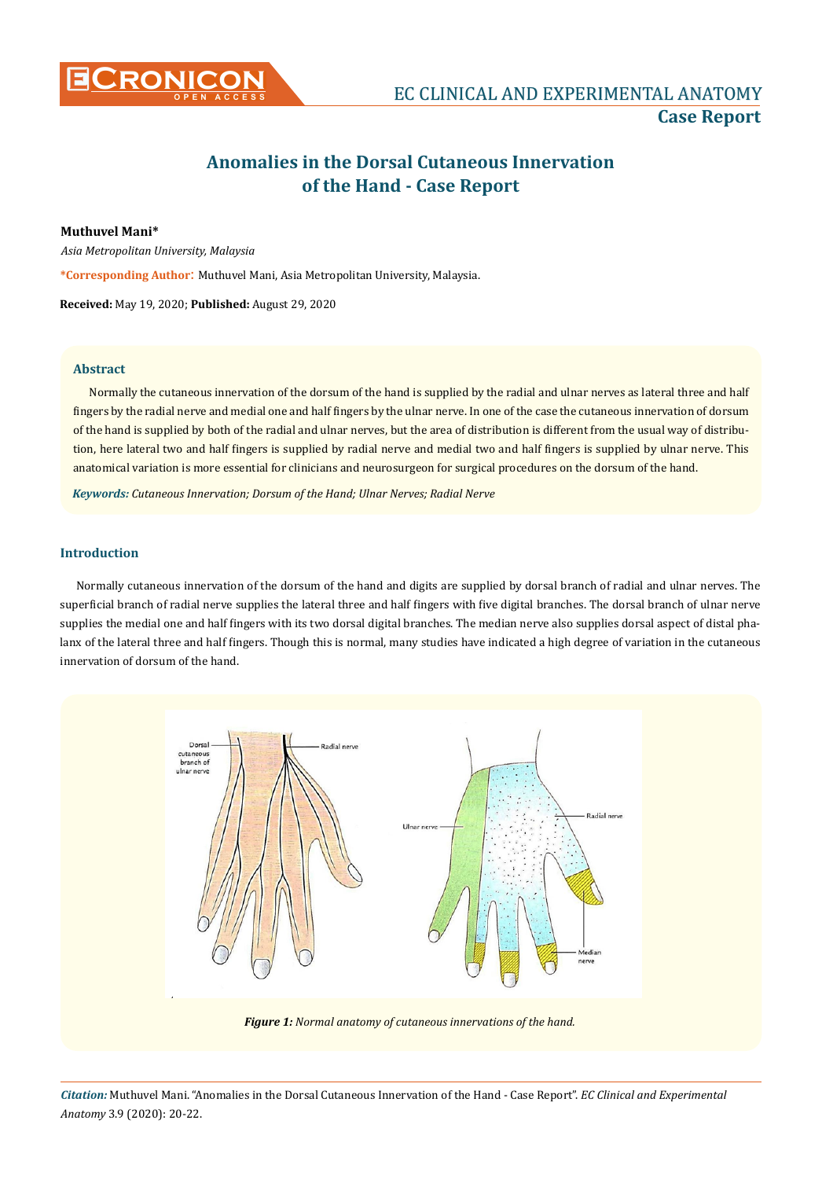# Anomalies in the Dorsal Cutaneous Innervation of the Hand - Case Report

**Muthuvel Mani***

*Asia Metropolitan University, Malaysia*

**\*Corresponding Author:** Muthuvel Mani, Asia Metropolitan University, Malaysia.

**Received:** May 19, 2020; **Published:** August 29, 2020

### Abstract

Normally the cutaneous innervation of the dorsum of the hand is supplied by the radial and ulnar nerves as lateral three and half fingers by the radial nerve and medial one and half fingers by the ulnar nerve. In one of the case the cutaneous innervation of dorsum of the hand is supplied by both of the radial and ulnar nerves, but the area of distribution is different from the usual way of distribution, here lateral two and half fingers is supplied by radial nerve and medial two and half fingers is supplied by ulnar nerve. This anatomical variation is more essential for clinicians and neurosurgeon for surgical procedures on the dorsum of the hand.

***Keywords:*** *Cutaneous Innervation; Dorsum of the Hand; Ulnar Nerves; Radial Nerve*

## Introduction

Normally cutaneous innervation of the dorsum of the hand and digits are supplied by dorsal branch of radial and ulnar nerves. The superficial branch of radial nerve supplies the lateral three and half fingers with five digital branches. The dorsal branch of ulnar nerve supplies the medial one and half fingers with its two dorsal digital branches. The median nerve also supplies dorsal aspect of distal phalanx of the lateral three and half fingers. Though this is normal, many studies have indicated a high degree of variation in the cutaneous innervation of dorsum of the hand.

***Figure 1:*** *Normal anatomy of cutaneous innervations of the hand.*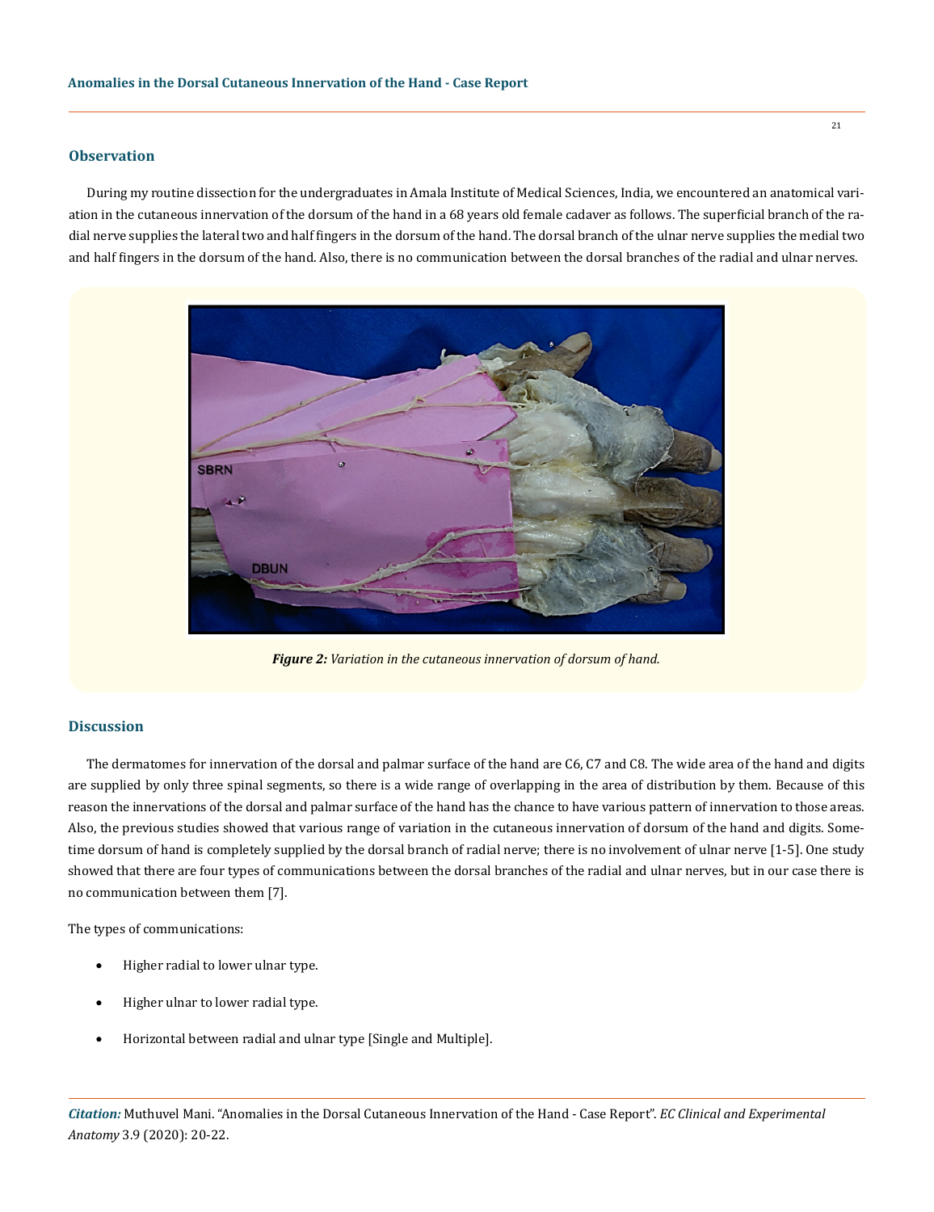## Observation

During my routine dissection for the undergraduates in Amala Institute of Medical Sciences, India, we encountered an anatomical variation in the cutaneous innervation of the dorsum of the hand in a 68 years old female cadaver as follows. The superficial branch of the radial nerve supplies the lateral two and half fingers in the dorsum of the hand. The dorsal branch of the ulnar nerve supplies the medial two and half fingers in the dorsum of the hand. Also, there is no communication between the dorsal branches of the radial and ulnar nerves.

***Figure 2:*** *Variation in the cutaneous innervation of dorsum of hand.*

## Discussion

The dermatomes for innervation of the dorsal and palmar surface of the hand are C6, C7 and C8. The wide area of the hand and digits are supplied by only three spinal segments, so there is a wide range of overlapping in the area of distribution by them. Because of this reason the innervations of the dorsal and palmar surface of the hand has the chance to have various pattern of innervation to those areas. Also, the previous studies showed that various range of variation in the cutaneous innervation of dorsum of the hand and digits. Sometime dorsum of hand is completely supplied by the dorsal branch of radial nerve; there is no involvement of ulnar nerve [1-5]. One study showed that there are four types of communications between the dorsal branches of the radial and ulnar nerves, but in our case there is no communication between them [7].

The types of communications:

- Higher radial to lower ulnar type.
- Higher ulnar to lower radial type.
- Horizontal between radial and ulnar type [Single and Multiple].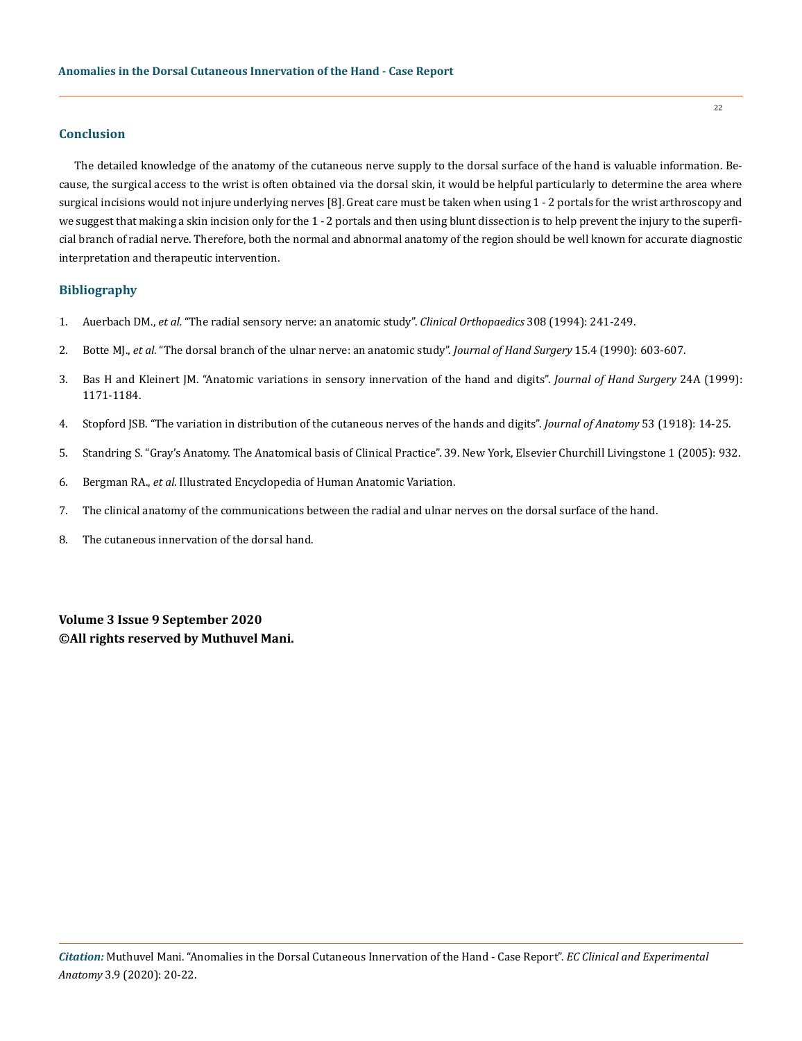## Conclusion

The detailed knowledge of the anatomy of the cutaneous nerve supply to the dorsal surface of the hand is valuable information. Because, the surgical access to the wrist is often obtained via the dorsal skin, it would be helpful particularly to determine the area where surgical incisions would not injure underlying nerves [8]. Great care must be taken when using 1 - 2 portals for the wrist arthroscopy and we suggest that making a skin incision only for the 1 - 2 portals and then using blunt dissection is to help prevent the injury to the superficial branch of radial nerve. Therefore, both the normal and abnormal anatomy of the region should be well known for accurate diagnostic interpretation and therapeutic intervention.

## Bibliography

1. Auerbach DM., *et al.* "The radial sensory nerve: an anatomic study". *Clinical Orthopaedics* 308 (1994): 241-249.
2. Botte MJ., *et al.* "The dorsal branch of the ulnar nerve: an anatomic study". *Journal of Hand Surgery* 15.4 (1990): 603-607.
3. Bas H and Kleinert JM. "Anatomic variations in sensory innervation of the hand and digits". *Journal of Hand Surgery* 24A (1999): 1171-1184.
4. Stopford JSB. "The variation in distribution of the cutaneous nerves of the hands and digits". *Journal of Anatomy* 53 (1918): 14-25.
5. Standring S. "Gray's Anatomy. The Anatomical basis of Clinical Practice". 39. New York, Elsevier Churchill Livingstone 1 (2005): 932.
6. Bergman RA., *et al.* Illustrated Encyclopedia of Human Anatomic Variation.
7. The clinical anatomy of the communications between the radial and ulnar nerves on the dorsal surface of the hand.
8. The cutaneous innervation of the dorsal hand.

**Volume 3 Issue 9 September 2020**
**©All rights reserved by Muthuvel Mani.**